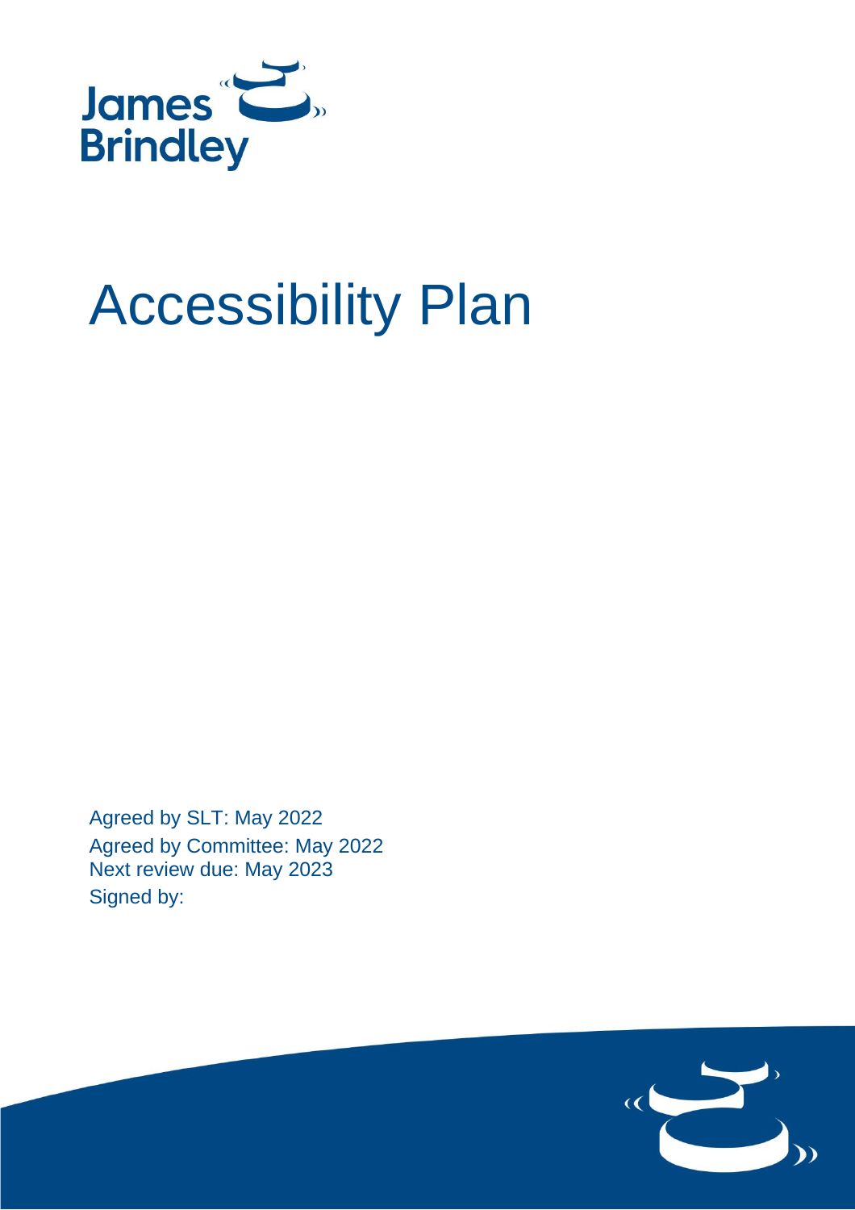James Brindley

# Accessibility Plan

Agreed by SLT: May 2022
Agreed by Committee: May 2022
Next review due: May 2023
Signed by: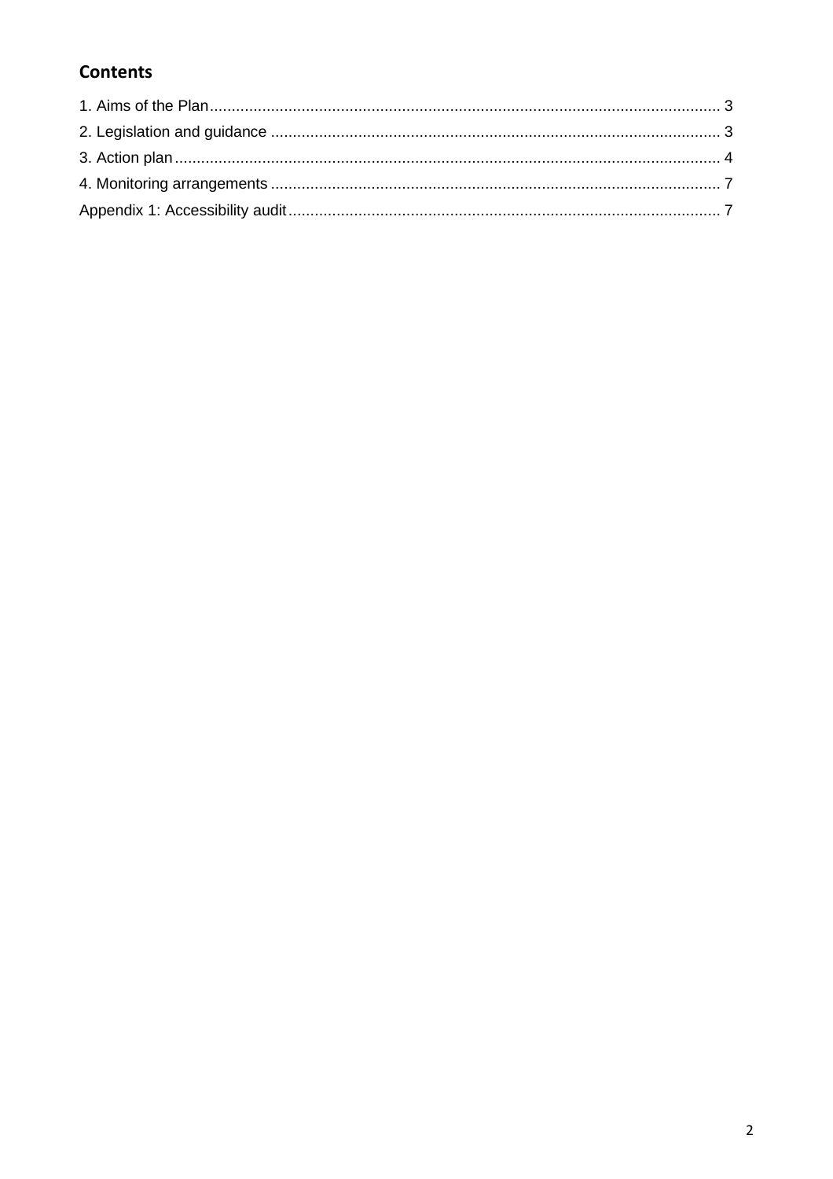## Contents

1. Aims of the Plan ........................................................................................................ 3
2. Legislation and guidance ........................................................................................... 3
3. Action plan ............................................................................................................... 4
4. Monitoring arrangements .......................................................................................... 7

Appendix 1: Accessibility audit ...................................................................................... 7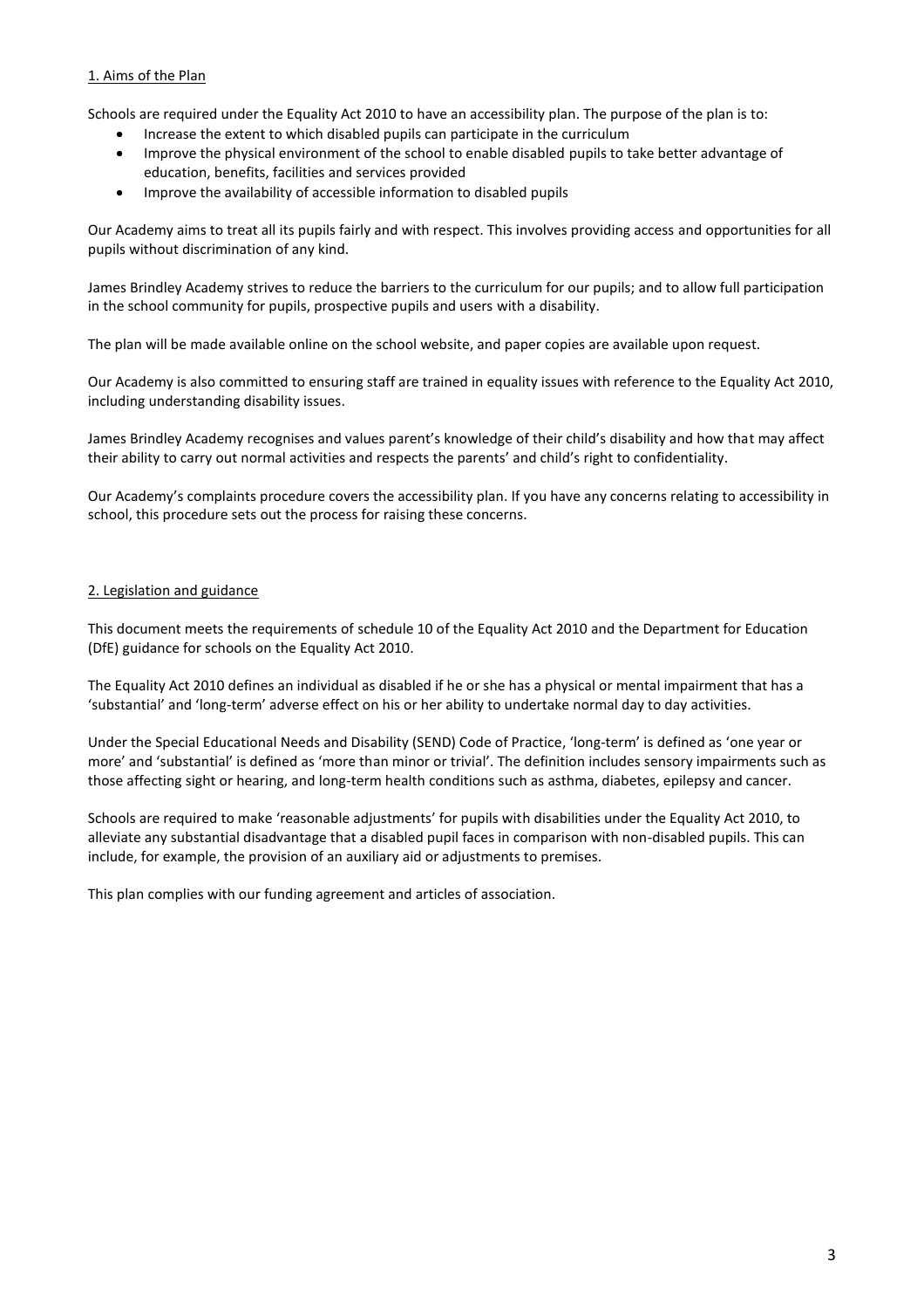## 1. Aims of the Plan

Schools are required under the Equality Act 2010 to have an accessibility plan. The purpose of the plan is to:

- Increase the extent to which disabled pupils can participate in the curriculum
- Improve the physical environment of the school to enable disabled pupils to take better advantage of education, benefits, facilities and services provided
- Improve the availability of accessible information to disabled pupils

Our Academy aims to treat all its pupils fairly and with respect. This involves providing access and opportunities for all pupils without discrimination of any kind.

James Brindley Academy strives to reduce the barriers to the curriculum for our pupils; and to allow full participation in the school community for pupils, prospective pupils and users with a disability.

The plan will be made available online on the school website, and paper copies are available upon request.

Our Academy is also committed to ensuring staff are trained in equality issues with reference to the Equality Act 2010, including understanding disability issues.

James Brindley Academy recognises and values parent's knowledge of their child's disability and how that may affect their ability to carry out normal activities and respects the parents' and child's right to confidentiality.

Our Academy's complaints procedure covers the accessibility plan. If you have any concerns relating to accessibility in school, this procedure sets out the process for raising these concerns.

## 2. Legislation and guidance

This document meets the requirements of schedule 10 of the Equality Act 2010 and the Department for Education (DfE) guidance for schools on the Equality Act 2010.

The Equality Act 2010 defines an individual as disabled if he or she has a physical or mental impairment that has a 'substantial' and 'long-term' adverse effect on his or her ability to undertake normal day to day activities.

Under the Special Educational Needs and Disability (SEND) Code of Practice, 'long-term' is defined as 'one year or more' and 'substantial' is defined as 'more than minor or trivial'. The definition includes sensory impairments such as those affecting sight or hearing, and long-term health conditions such as asthma, diabetes, epilepsy and cancer.

Schools are required to make 'reasonable adjustments' for pupils with disabilities under the Equality Act 2010, to alleviate any substantial disadvantage that a disabled pupil faces in comparison with non-disabled pupils. This can include, for example, the provision of an auxiliary aid or adjustments to premises.

This plan complies with our funding agreement and articles of association.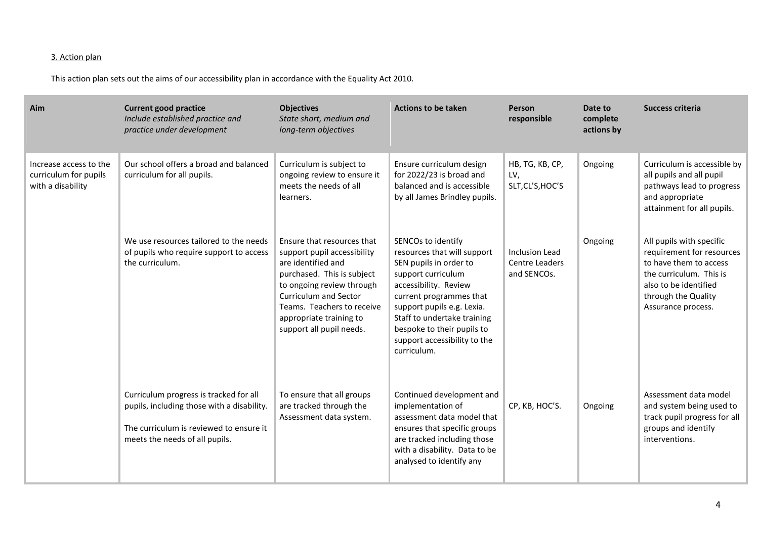3. Action plan

This action plan sets out the aims of our accessibility plan in accordance with the Equality Act 2010.

| Aim | Current good practice *Include established practice and practice under development* | Objectives *State short, medium and long-term objectives* | Actions to be taken | Person responsible | Date to complete actions by | Success criteria |
|---|---|---|---|---|---|---|
| Increase access to the curriculum for pupils with a disability | Our school offers a broad and balanced curriculum for all pupils. | Curriculum is subject to ongoing review to ensure it meets the needs of all learners. | Ensure curriculum design for 2022/23 is broad and balanced and is accessible by all James Brindley pupils. | HB, TG, KB, CP, LV, SLT,CL'S,HOC'S | Ongoing | Curriculum is accessible by all pupils and all pupil pathways lead to progress and appropriate attainment for all pupils. |
| | We use resources tailored to the needs of pupils who require support to access the curriculum. | Ensure that resources that support pupil accessibility are identified and purchased. This is subject to ongoing review through Curriculum and Sector Teams. Teachers to receive appropriate training to support all pupil needs. | SENCOs to identify resources that will support SEN pupils in order to support curriculum accessibility. Review current programmes that support pupils e.g. Lexia. Staff to undertake training bespoke to their pupils to support accessibility to the curriculum. | Inclusion Lead Centre Leaders and SENCOs. | Ongoing | All pupils with specific requirement for resources to have them to access the curriculum. This is also to be identified through the Quality Assurance process. |
| | Curriculum progress is tracked for all pupils, including those with a disability.<br><br>The curriculum is reviewed to ensure it meets the needs of all pupils. | To ensure that all groups are tracked through the Assessment data system. | Continued development and implementation of assessment data model that ensures that specific groups are tracked including those with a disability. Data to be analysed to identify any | CP, KB, HOC'S. | Ongoing | Assessment data model and system being used to track pupil progress for all groups and identify interventions. |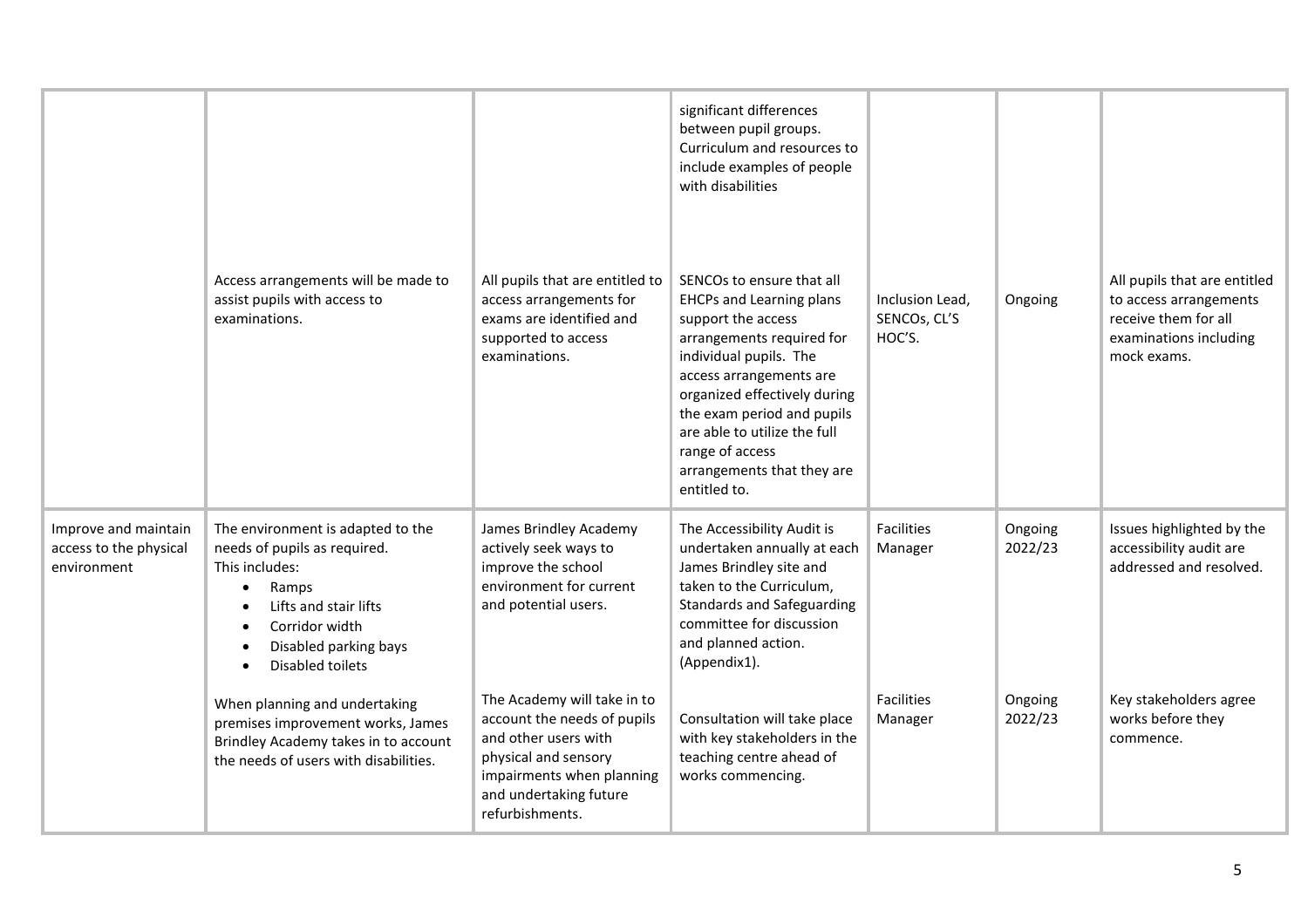| | | | | | | |
|---|---|---|---|---|---|---|
| | | | significant differences between pupil groups. Curriculum and resources to include examples of people with disabilities | | | |
| | Access arrangements will be made to assist pupils with access to examinations. | All pupils that are entitled to access arrangements for exams are identified and supported to access examinations. | SENCOs to ensure that all EHCPs and Learning plans support the access arrangements required for individual pupils. The access arrangements are organized effectively during the exam period and pupils are able to utilize the full range of access arrangements that they are entitled to. | Inclusion Lead, SENCOs, CL'S HOC'S. | Ongoing | All pupils that are entitled to access arrangements receive them for all examinations including mock exams. |
| Improve and maintain access to the physical environment | The environment is adapted to the needs of pupils as required. This includes: <br>• Ramps <br>• Lifts and stair lifts <br>• Corridor width <br>• Disabled parking bays <br>• Disabled toilets | James Brindley Academy actively seek ways to improve the school environment for current and potential users. | The Accessibility Audit is undertaken annually at each James Brindley site and taken to the Curriculum, Standards and Safeguarding committee for discussion and planned action. (Appendix1). | Facilities Manager | Ongoing 2022/23 | Issues highlighted by the accessibility audit are addressed and resolved. |
| | When planning and undertaking premises improvement works, James Brindley Academy takes in to account the needs of users with disabilities. | The Academy will take in to account the needs of pupils and other users with physical and sensory impairments when planning and undertaking future refurbishments. | Consultation will take place with key stakeholders in the teaching centre ahead of works commencing. | Facilities Manager | Ongoing 2022/23 | Key stakeholders agree works before they commence. |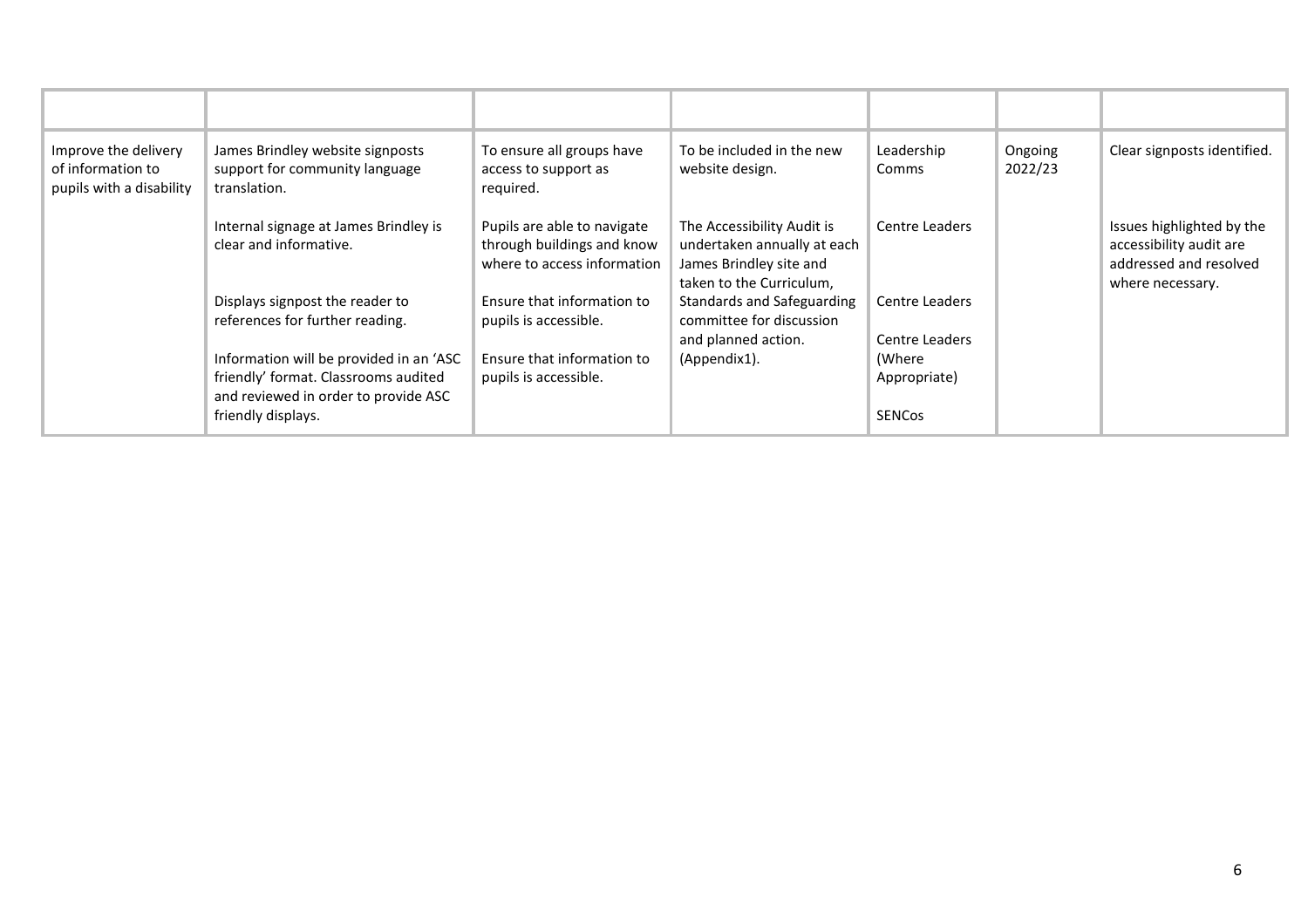| | | | | | | |
|---|---|---|---|---|---|---|
| Improve the delivery of information to pupils with a disability | James Brindley website signposts support for community language translation.<br><br>Internal signage at James Brindley is clear and informative.<br><br>Displays signpost the reader to references for further reading.<br><br>Information will be provided in an 'ASC friendly' format. Classrooms audited and reviewed in order to provide ASC friendly displays. | To ensure all groups have access to support as required.<br><br>Pupils are able to navigate through buildings and know where to access information<br><br>Ensure that information to pupils is accessible.<br><br>Ensure that information to pupils is accessible. | To be included in the new website design.<br><br>The Accessibility Audit is undertaken annually at each James Brindley site and taken to the Curriculum, Standards and Safeguarding committee for discussion and planned action. (Appendix1). | Leadership Comms<br><br>Centre Leaders<br><br>Centre Leaders<br><br>Centre Leaders (Where Appropriate)<br><br>SENCos | Ongoing 2022/23 | Clear signposts identified.<br><br>Issues highlighted by the accessibility audit are addressed and resolved where necessary. |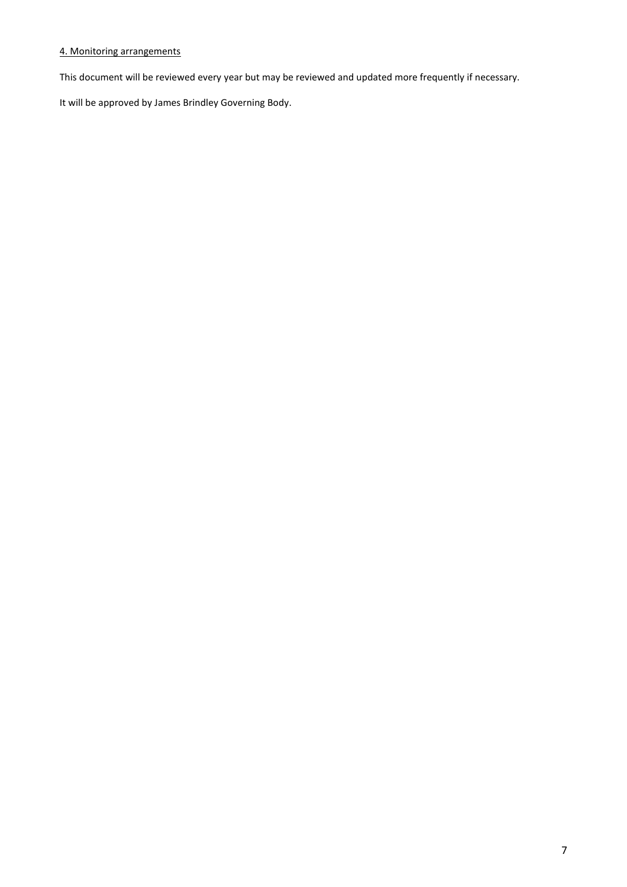## 4. Monitoring arrangements

This document will be reviewed every year but may be reviewed and updated more frequently if necessary.

It will be approved by James Brindley Governing Body.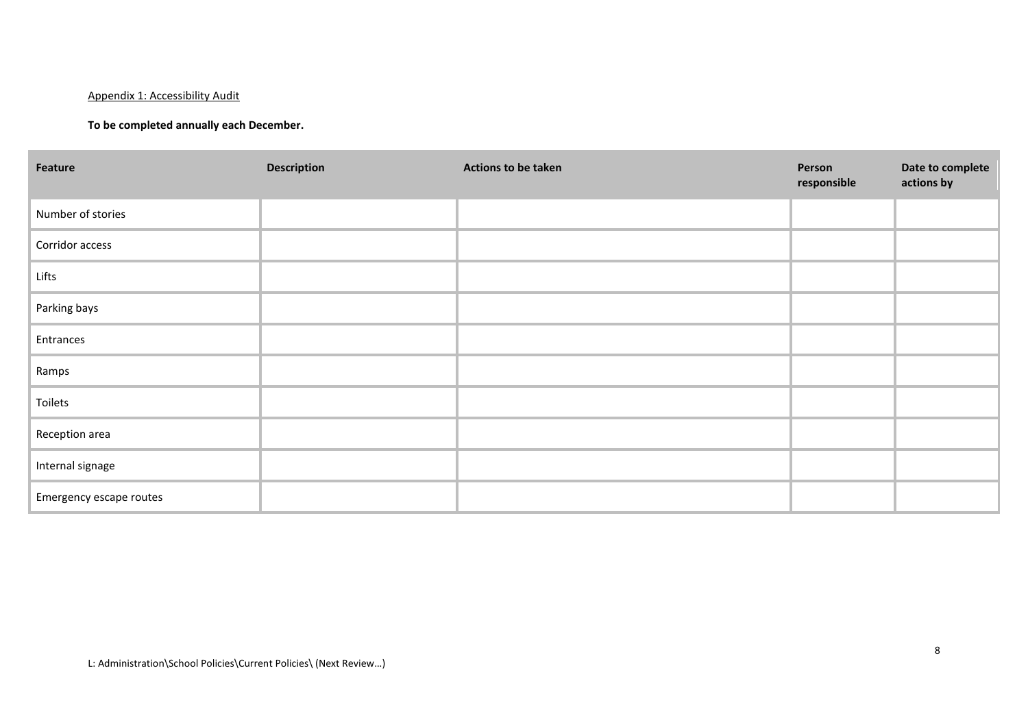Appendix 1: Accessibility Audit

**To be completed annually each December.**

| Feature | Description | Actions to be taken | Person responsible | Date to complete actions by |
|---|---|---|---|---|
| Number of stories | | | | |
| Corridor access | | | | |
| Lifts | | | | |
| Parking bays | | | | |
| Entrances | | | | |
| Ramps | | | | |
| Toilets | | | | |
| Reception area | | | | |
| Internal signage | | | | |
| Emergency escape routes | | | | |